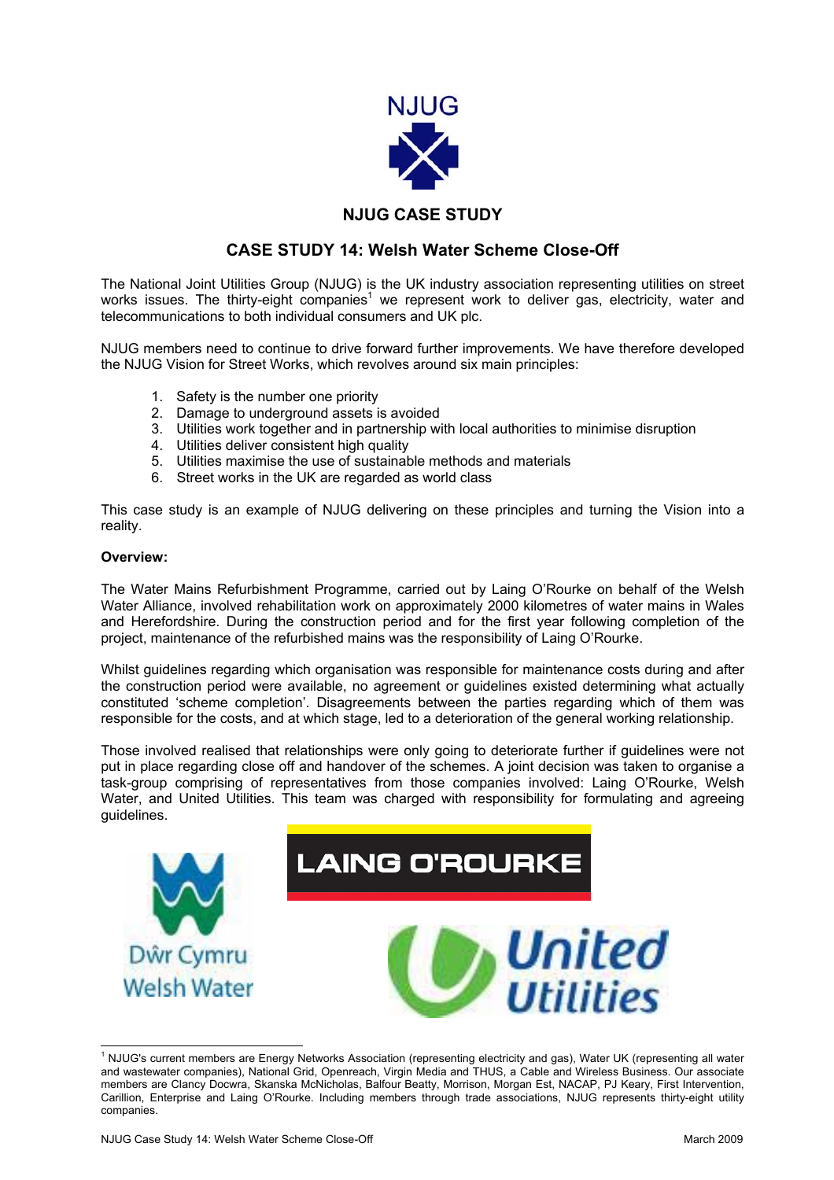NJUG

## NJUG CASE STUDY

# CASE STUDY 14: Welsh Water Scheme Close-Off

The National Joint Utilities Group (NJUG) is the UK industry association representing utilities on street works issues. The thirty-eight companies[1] we represent work to deliver gas, electricity, water and telecommunications to both individual consumers and UK plc.

NJUG members need to continue to drive forward further improvements. We have therefore developed the NJUG Vision for Street Works, which revolves around six main principles:

1. Safety is the number one priority
2. Damage to underground assets is avoided
3. Utilities work together and in partnership with local authorities to minimise disruption
4. Utilities deliver consistent high quality
5. Utilities maximise the use of sustainable methods and materials
6. Street works in the UK are regarded as world class

This case study is an example of NJUG delivering on these principles and turning the Vision into a reality.

**Overview:**

The Water Mains Refurbishment Programme, carried out by Laing O'Rourke on behalf of the Welsh Water Alliance, involved rehabilitation work on approximately 2000 kilometres of water mains in Wales and Herefordshire. During the construction period and for the first year following completion of the project, maintenance of the refurbished mains was the responsibility of Laing O'Rourke.

Whilst guidelines regarding which organisation was responsible for maintenance costs during and after the construction period were available, no agreement or guidelines existed determining what actually constituted 'scheme completion'. Disagreements between the parties regarding which of them was responsible for the costs, and at which stage, led to a deterioration of the general working relationship.

Those involved realised that relationships were only going to deteriorate further if guidelines were not put in place regarding close off and handover of the schemes. A joint decision was taken to organise a task-group comprising of representatives from those companies involved: Laing O'Rourke, Welsh Water, and United Utilities. This team was charged with responsibility for formulating and agreeing guidelines.

Dŵr Cymru Welsh Water

LAING O'ROURKE

United Utilities

---

[1] NJUG's current members are Energy Networks Association (representing electricity and gas), Water UK (representing all water and wastewater companies), National Grid, Openreach, Virgin Media and THUS, a Cable and Wireless Business. Our associate members are Clancy Docwra, Skanska McNicholas, Balfour Beatty, Morrison, Morgan Est, NACAP, PJ Keary, First Intervention, Carillion, Enterprise and Laing O'Rourke. Including members through trade associations, NJUG represents thirty-eight utility companies.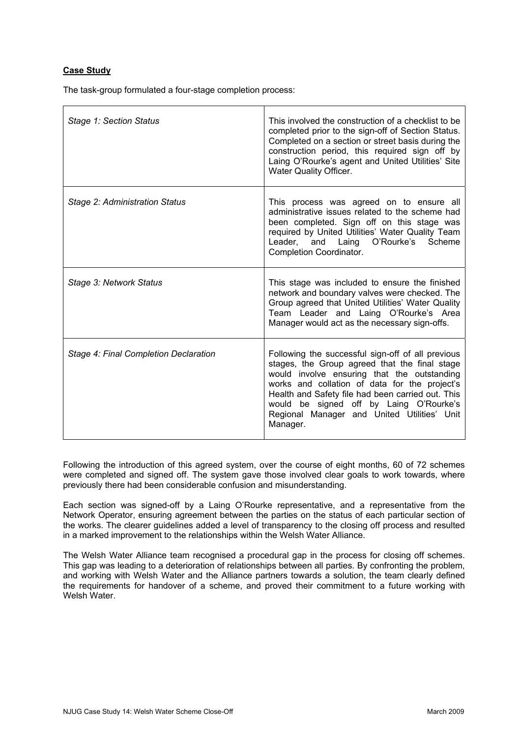**Case Study**

The task-group formulated a four-stage completion process:

| | |
|---|---|
| *Stage 1: Section Status* | This involved the construction of a checklist to be completed prior to the sign-off of Section Status. Completed on a section or street basis during the construction period, this required sign off by Laing O'Rourke's agent and United Utilities' Site Water Quality Officer. |
| *Stage 2: Administration Status* | This process was agreed on to ensure all administrative issues related to the scheme had been completed. Sign off on this stage was required by United Utilities' Water Quality Team Leader, and Laing O'Rourke's Scheme Completion Coordinator. |
| *Stage 3: Network Status* | This stage was included to ensure the finished network and boundary valves were checked. The Group agreed that United Utilities' Water Quality Team Leader and Laing O'Rourke's Area Manager would act as the necessary sign-offs. |
| *Stage 4: Final Completion Declaration* | Following the successful sign-off of all previous stages, the Group agreed that the final stage would involve ensuring that the outstanding works and collation of data for the project's Health and Safety file had been carried out. This would be signed off by Laing O'Rourke's Regional Manager and United Utilities' Unit Manager. |

Following the introduction of this agreed system, over the course of eight months, 60 of 72 schemes were completed and signed off. The system gave those involved clear goals to work towards, where previously there had been considerable confusion and misunderstanding.

Each section was signed-off by a Laing O'Rourke representative, and a representative from the Network Operator, ensuring agreement between the parties on the status of each particular section of the works. The clearer guidelines added a level of transparency to the closing off process and resulted in a marked improvement to the relationships within the Welsh Water Alliance.

The Welsh Water Alliance team recognised a procedural gap in the process for closing off schemes. This gap was leading to a deterioration of relationships between all parties. By confronting the problem, and working with Welsh Water and the Alliance partners towards a solution, the team clearly defined the requirements for handover of a scheme, and proved their commitment to a future working with Welsh Water.